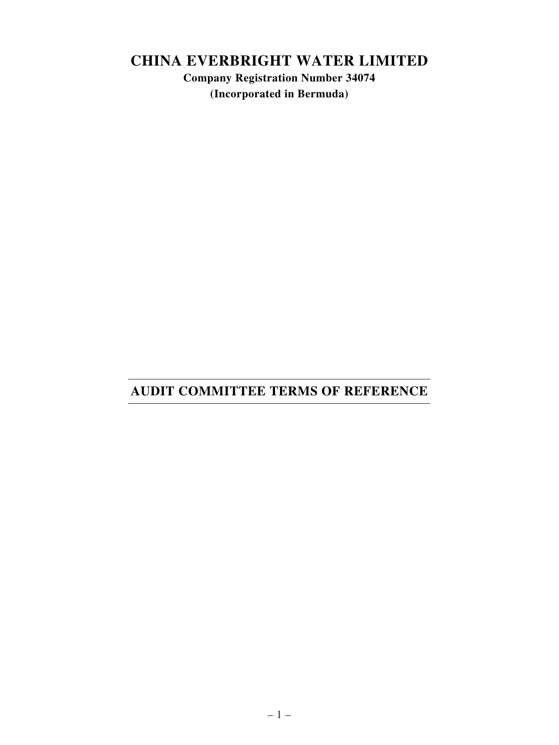# CHINA EVERBRIGHT WATER LIMITED

**Company Registration Number 34074**

**(Incorporated in Bermuda)**

## AUDIT COMMITTEE TERMS OF REFERENCE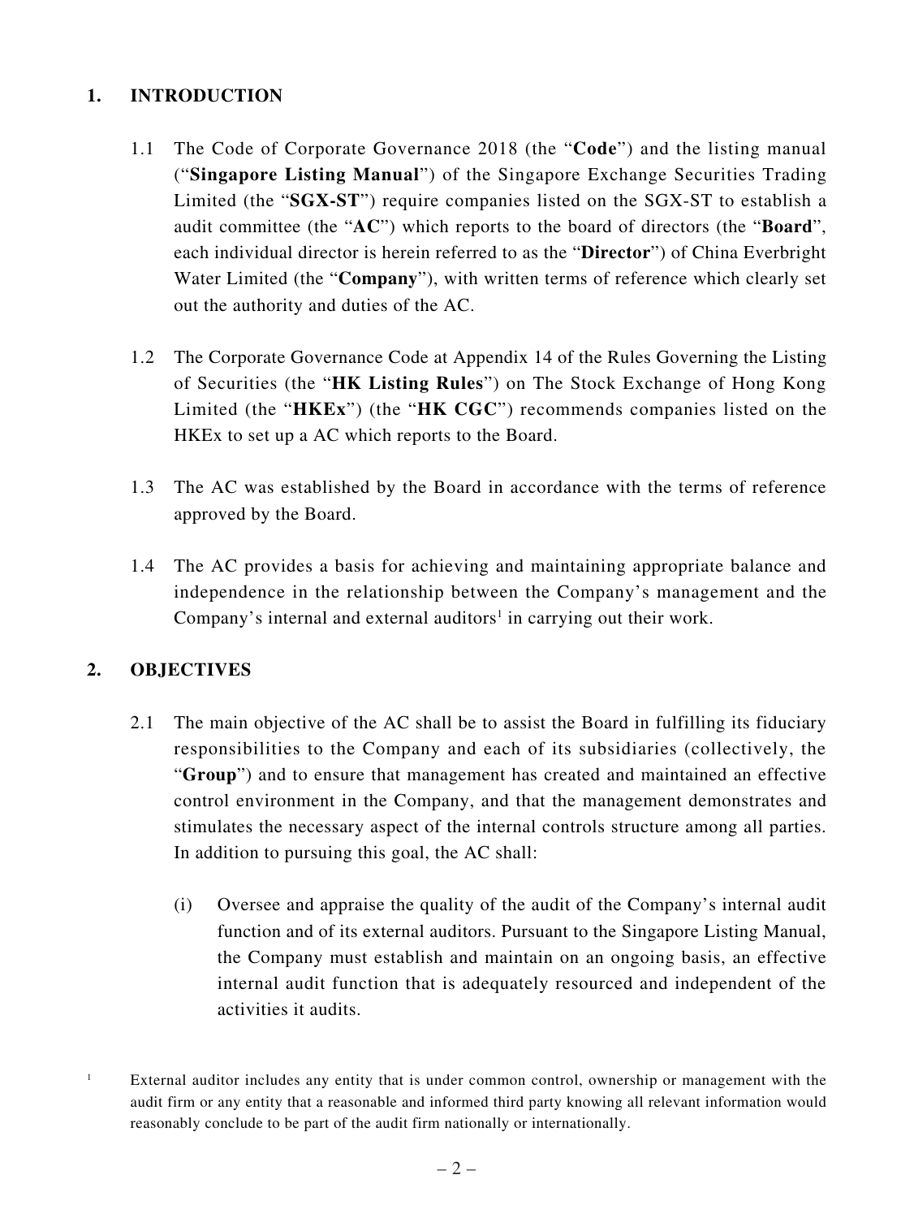## 1. INTRODUCTION

1.1 The Code of Corporate Governance 2018 (the "**Code**") and the listing manual ("**Singapore Listing Manual**") of the Singapore Exchange Securities Trading Limited (the "**SGX-ST**") require companies listed on the SGX-ST to establish a audit committee (the "**AC**") which reports to the board of directors (the "**Board**", each individual director is herein referred to as the "**Director**") of China Everbright Water Limited (the "**Company**"), with written terms of reference which clearly set out the authority and duties of the AC.

1.2 The Corporate Governance Code at Appendix 14 of the Rules Governing the Listing of Securities (the "**HK Listing Rules**") on The Stock Exchange of Hong Kong Limited (the "**HKEx**") (the "**HK CGC**") recommends companies listed on the HKEx to set up a AC which reports to the Board.

1.3 The AC was established by the Board in accordance with the terms of reference approved by the Board.

1.4 The AC provides a basis for achieving and maintaining appropriate balance and independence in the relationship between the Company's management and the Company's internal and external auditors[1] in carrying out their work.

## 2. OBJECTIVES

2.1 The main objective of the AC shall be to assist the Board in fulfilling its fiduciary responsibilities to the Company and each of its subsidiaries (collectively, the "**Group**") and to ensure that management has created and maintained an effective control environment in the Company, and that the management demonstrates and stimulates the necessary aspect of the internal controls structure among all parties. In addition to pursuing this goal, the AC shall:

(i) Oversee and appraise the quality of the audit of the Company's internal audit function and of its external auditors. Pursuant to the Singapore Listing Manual, the Company must establish and maintain on an ongoing basis, an effective internal audit function that is adequately resourced and independent of the activities it audits.

[1] External auditor includes any entity that is under common control, ownership or management with the audit firm or any entity that a reasonable and informed third party knowing all relevant information would reasonably conclude to be part of the audit firm nationally or internationally.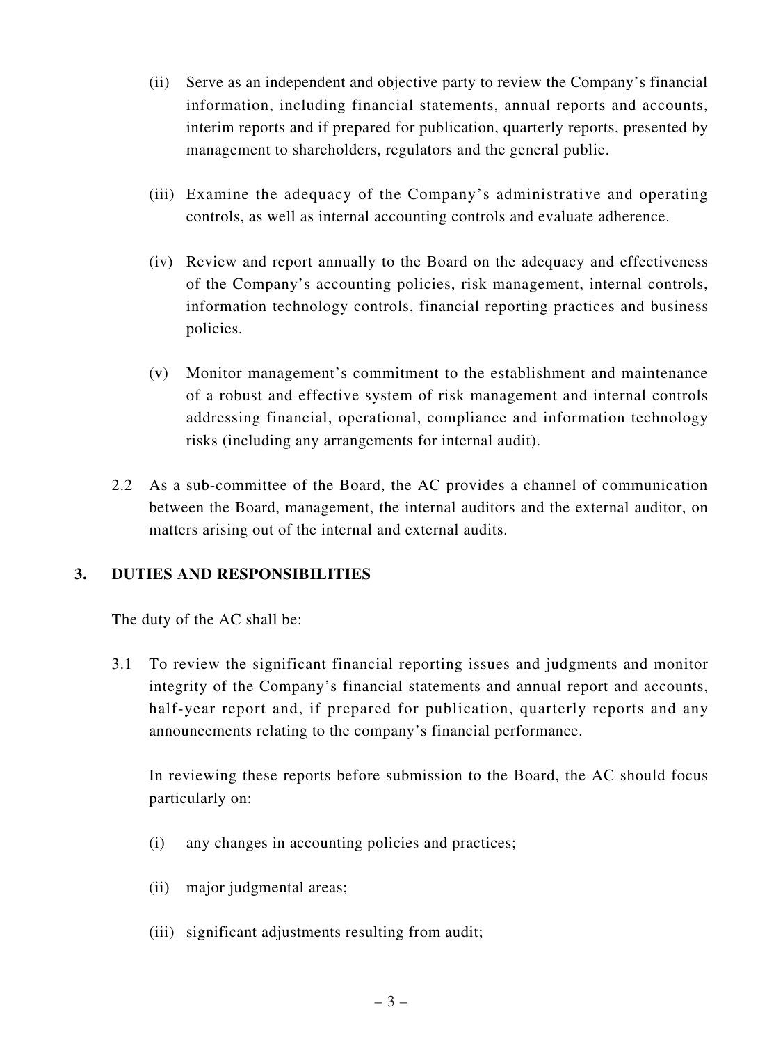(ii) Serve as an independent and objective party to review the Company's financial information, including financial statements, annual reports and accounts, interim reports and if prepared for publication, quarterly reports, presented by management to shareholders, regulators and the general public.

(iii) Examine the adequacy of the Company's administrative and operating controls, as well as internal accounting controls and evaluate adherence.

(iv) Review and report annually to the Board on the adequacy and effectiveness of the Company's accounting policies, risk management, internal controls, information technology controls, financial reporting practices and business policies.

(v) Monitor management's commitment to the establishment and maintenance of a robust and effective system of risk management and internal controls addressing financial, operational, compliance and information technology risks (including any arrangements for internal audit).

2.2 As a sub-committee of the Board, the AC provides a channel of communication between the Board, management, the internal auditors and the external auditor, on matters arising out of the internal and external audits.

## 3. DUTIES AND RESPONSIBILITIES

The duty of the AC shall be:

3.1 To review the significant financial reporting issues and judgments and monitor integrity of the Company's financial statements and annual report and accounts, half-year report and, if prepared for publication, quarterly reports and any announcements relating to the company's financial performance.

In reviewing these reports before submission to the Board, the AC should focus particularly on:

(i) any changes in accounting policies and practices;

(ii) major judgmental areas;

(iii) significant adjustments resulting from audit;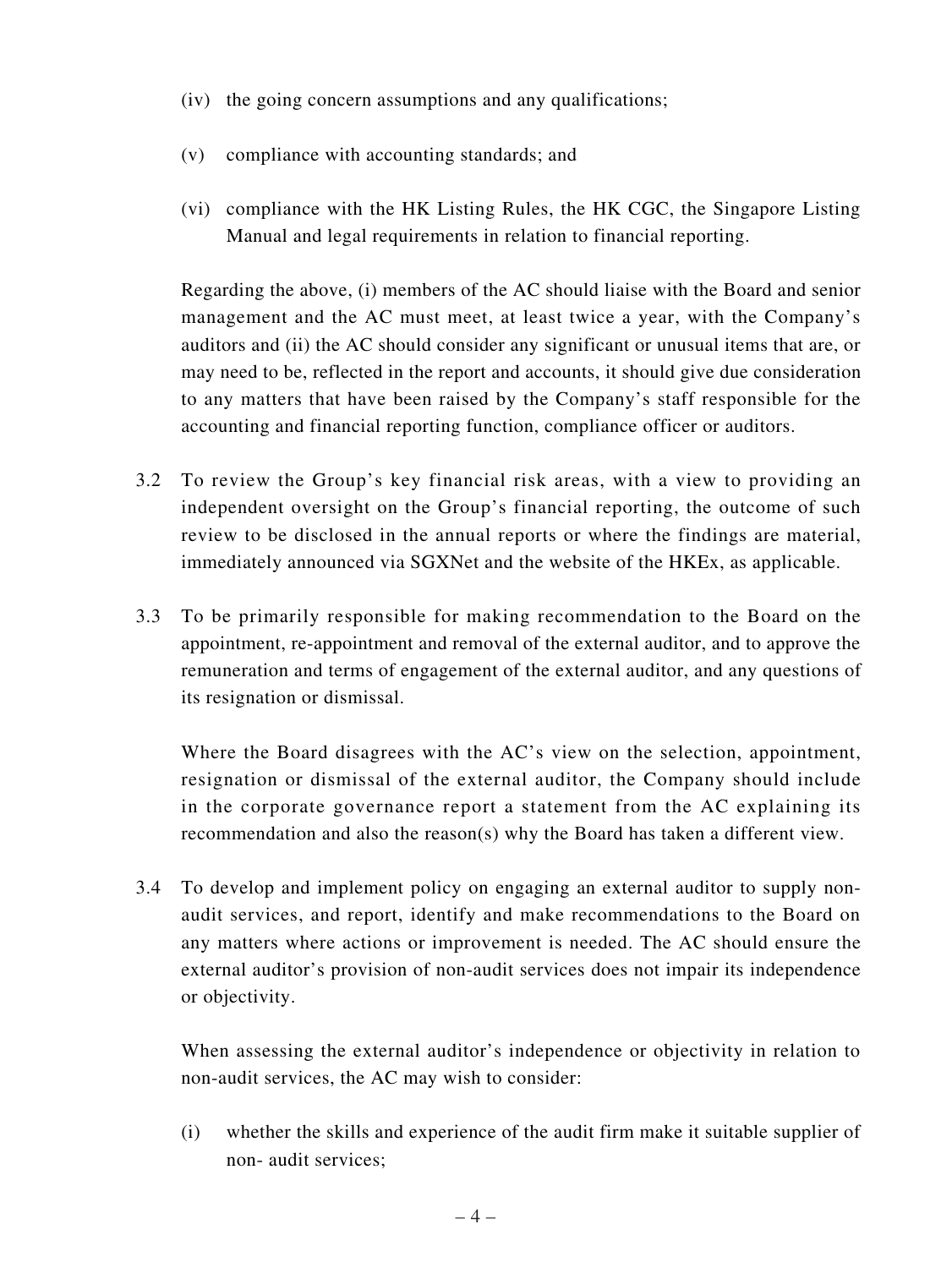(iv) the going concern assumptions and any qualifications;

(v) compliance with accounting standards; and

(vi) compliance with the HK Listing Rules, the HK CGC, the Singapore Listing Manual and legal requirements in relation to financial reporting.

Regarding the above, (i) members of the AC should liaise with the Board and senior management and the AC must meet, at least twice a year, with the Company's auditors and (ii) the AC should consider any significant or unusual items that are, or may need to be, reflected in the report and accounts, it should give due consideration to any matters that have been raised by the Company's staff responsible for the accounting and financial reporting function, compliance officer or auditors.

3.2 To review the Group's key financial risk areas, with a view to providing an independent oversight on the Group's financial reporting, the outcome of such review to be disclosed in the annual reports or where the findings are material, immediately announced via SGXNet and the website of the HKEx, as applicable.

3.3 To be primarily responsible for making recommendation to the Board on the appointment, re-appointment and removal of the external auditor, and to approve the remuneration and terms of engagement of the external auditor, and any questions of its resignation or dismissal.

Where the Board disagrees with the AC's view on the selection, appointment, resignation or dismissal of the external auditor, the Company should include in the corporate governance report a statement from the AC explaining its recommendation and also the reason(s) why the Board has taken a different view.

3.4 To develop and implement policy on engaging an external auditor to supply non-audit services, and report, identify and make recommendations to the Board on any matters where actions or improvement is needed. The AC should ensure the external auditor's provision of non-audit services does not impair its independence or objectivity.

When assessing the external auditor's independence or objectivity in relation to non-audit services, the AC may wish to consider:

(i) whether the skills and experience of the audit firm make it suitable supplier of non- audit services;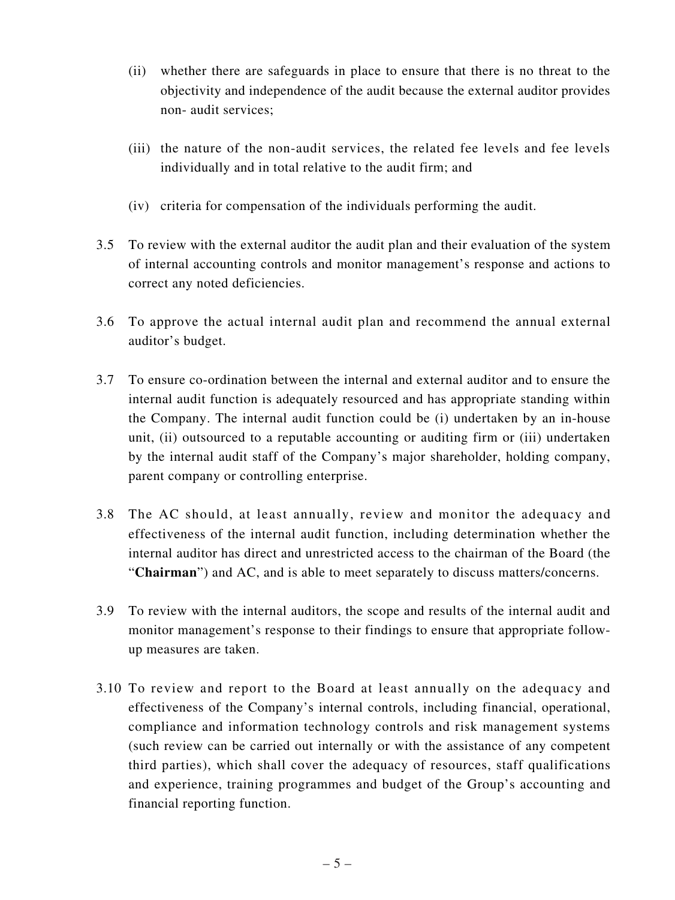(ii) whether there are safeguards in place to ensure that there is no threat to the objectivity and independence of the audit because the external auditor provides non- audit services;

(iii) the nature of the non-audit services, the related fee levels and fee levels individually and in total relative to the audit firm; and

(iv) criteria for compensation of the individuals performing the audit.

3.5 To review with the external auditor the audit plan and their evaluation of the system of internal accounting controls and monitor management's response and actions to correct any noted deficiencies.

3.6 To approve the actual internal audit plan and recommend the annual external auditor's budget.

3.7 To ensure co-ordination between the internal and external auditor and to ensure the internal audit function is adequately resourced and has appropriate standing within the Company. The internal audit function could be (i) undertaken by an in-house unit, (ii) outsourced to a reputable accounting or auditing firm or (iii) undertaken by the internal audit staff of the Company's major shareholder, holding company, parent company or controlling enterprise.

3.8 The AC should, at least annually, review and monitor the adequacy and effectiveness of the internal audit function, including determination whether the internal auditor has direct and unrestricted access to the chairman of the Board (the "**Chairman**") and AC, and is able to meet separately to discuss matters/concerns.

3.9 To review with the internal auditors, the scope and results of the internal audit and monitor management's response to their findings to ensure that appropriate follow-up measures are taken.

3.10 To review and report to the Board at least annually on the adequacy and effectiveness of the Company's internal controls, including financial, operational, compliance and information technology controls and risk management systems (such review can be carried out internally or with the assistance of any competent third parties), which shall cover the adequacy of resources, staff qualifications and experience, training programmes and budget of the Group's accounting and financial reporting function.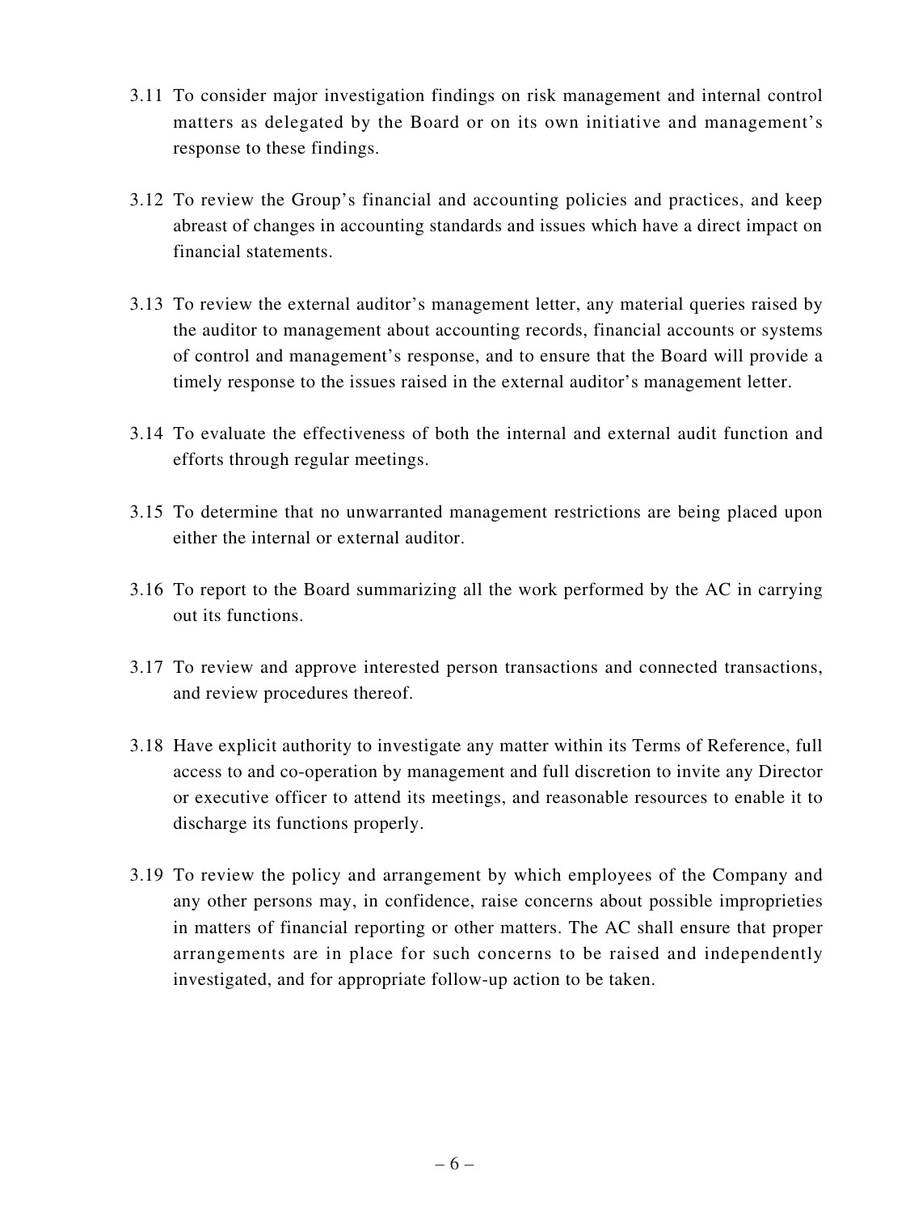3.11 To consider major investigation findings on risk management and internal control matters as delegated by the Board or on its own initiative and management's response to these findings.

3.12 To review the Group's financial and accounting policies and practices, and keep abreast of changes in accounting standards and issues which have a direct impact on financial statements.

3.13 To review the external auditor's management letter, any material queries raised by the auditor to management about accounting records, financial accounts or systems of control and management's response, and to ensure that the Board will provide a timely response to the issues raised in the external auditor's management letter.

3.14 To evaluate the effectiveness of both the internal and external audit function and efforts through regular meetings.

3.15 To determine that no unwarranted management restrictions are being placed upon either the internal or external auditor.

3.16 To report to the Board summarizing all the work performed by the AC in carrying out its functions.

3.17 To review and approve interested person transactions and connected transactions, and review procedures thereof.

3.18 Have explicit authority to investigate any matter within its Terms of Reference, full access to and co-operation by management and full discretion to invite any Director or executive officer to attend its meetings, and reasonable resources to enable it to discharge its functions properly.

3.19 To review the policy and arrangement by which employees of the Company and any other persons may, in confidence, raise concerns about possible improprieties in matters of financial reporting or other matters. The AC shall ensure that proper arrangements are in place for such concerns to be raised and independently investigated, and for appropriate follow-up action to be taken.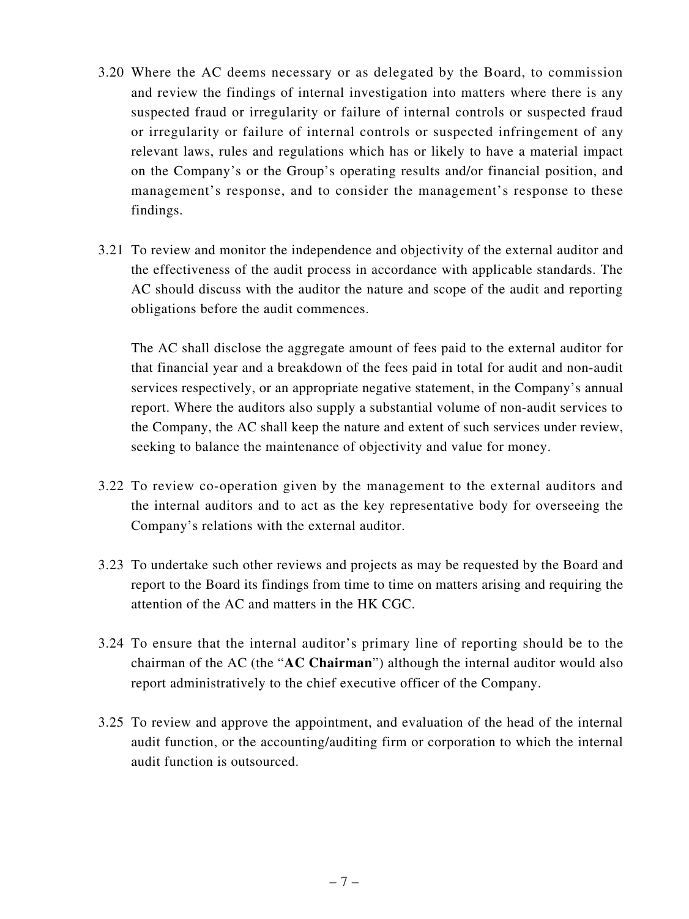3.20 Where the AC deems necessary or as delegated by the Board, to commission and review the findings of internal investigation into matters where there is any suspected fraud or irregularity or failure of internal controls or suspected fraud or irregularity or failure of internal controls or suspected infringement of any relevant laws, rules and regulations which has or likely to have a material impact on the Company's or the Group's operating results and/or financial position, and management's response, and to consider the management's response to these findings.

3.21 To review and monitor the independence and objectivity of the external auditor and the effectiveness of the audit process in accordance with applicable standards. The AC should discuss with the auditor the nature and scope of the audit and reporting obligations before the audit commences.

The AC shall disclose the aggregate amount of fees paid to the external auditor for that financial year and a breakdown of the fees paid in total for audit and non-audit services respectively, or an appropriate negative statement, in the Company's annual report. Where the auditors also supply a substantial volume of non-audit services to the Company, the AC shall keep the nature and extent of such services under review, seeking to balance the maintenance of objectivity and value for money.

3.22 To review co-operation given by the management to the external auditors and the internal auditors and to act as the key representative body for overseeing the Company's relations with the external auditor.

3.23 To undertake such other reviews and projects as may be requested by the Board and report to the Board its findings from time to time on matters arising and requiring the attention of the AC and matters in the HK CGC.

3.24 To ensure that the internal auditor's primary line of reporting should be to the chairman of the AC (the "**AC Chairman**") although the internal auditor would also report administratively to the chief executive officer of the Company.

3.25 To review and approve the appointment, and evaluation of the head of the internal audit function, or the accounting/auditing firm or corporation to which the internal audit function is outsourced.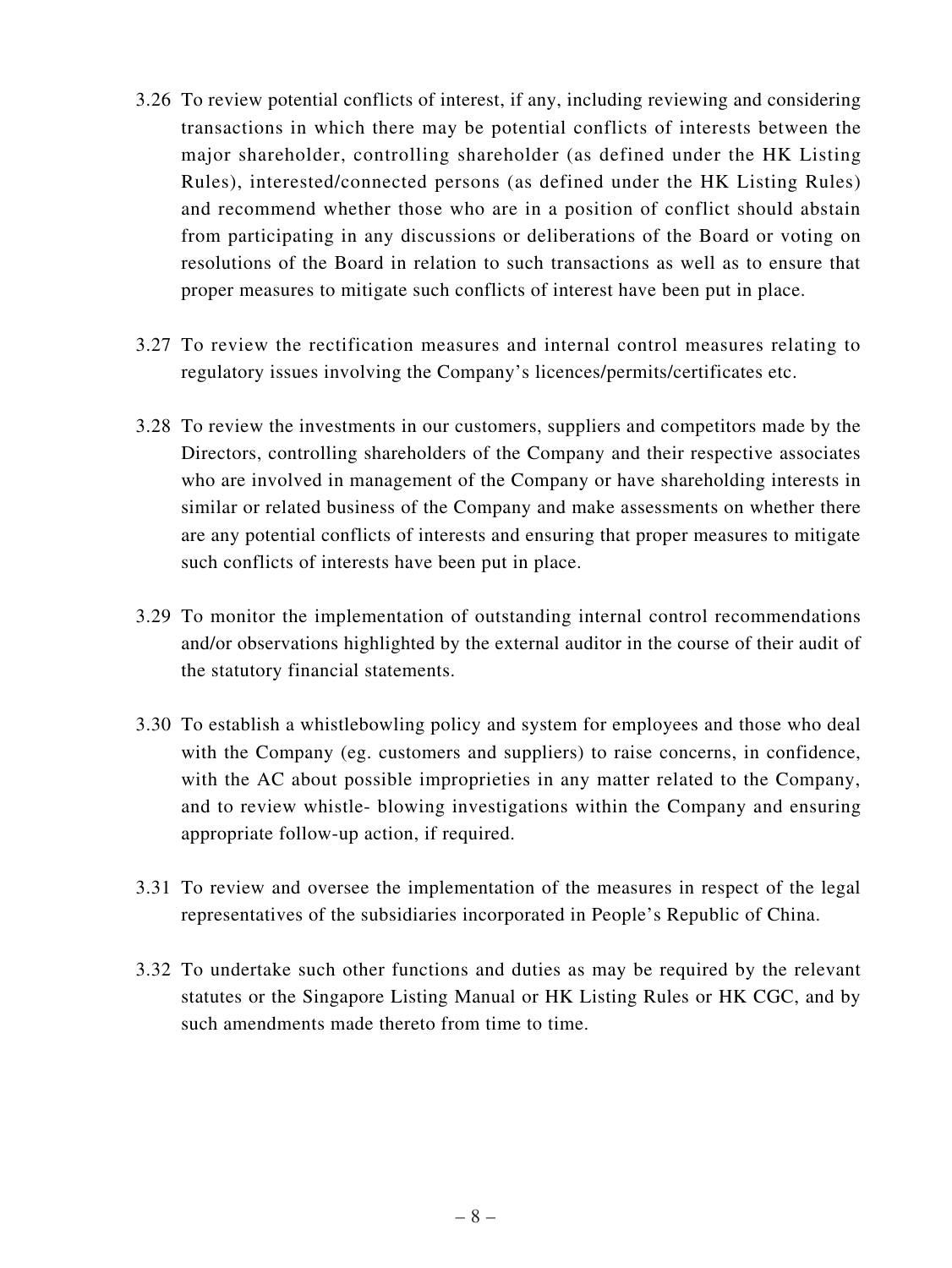3.26 To review potential conflicts of interest, if any, including reviewing and considering transactions in which there may be potential conflicts of interests between the major shareholder, controlling shareholder (as defined under the HK Listing Rules), interested/connected persons (as defined under the HK Listing Rules) and recommend whether those who are in a position of conflict should abstain from participating in any discussions or deliberations of the Board or voting on resolutions of the Board in relation to such transactions as well as to ensure that proper measures to mitigate such conflicts of interest have been put in place.

3.27 To review the rectification measures and internal control measures relating to regulatory issues involving the Company's licences/permits/certificates etc.

3.28 To review the investments in our customers, suppliers and competitors made by the Directors, controlling shareholders of the Company and their respective associates who are involved in management of the Company or have shareholding interests in similar or related business of the Company and make assessments on whether there are any potential conflicts of interests and ensuring that proper measures to mitigate such conflicts of interests have been put in place.

3.29 To monitor the implementation of outstanding internal control recommendations and/or observations highlighted by the external auditor in the course of their audit of the statutory financial statements.

3.30 To establish a whistlebowling policy and system for employees and those who deal with the Company (eg. customers and suppliers) to raise concerns, in confidence, with the AC about possible improprieties in any matter related to the Company, and to review whistle- blowing investigations within the Company and ensuring appropriate follow-up action, if required.

3.31 To review and oversee the implementation of the measures in respect of the legal representatives of the subsidiaries incorporated in People's Republic of China.

3.32 To undertake such other functions and duties as may be required by the relevant statutes or the Singapore Listing Manual or HK Listing Rules or HK CGC, and by such amendments made thereto from time to time.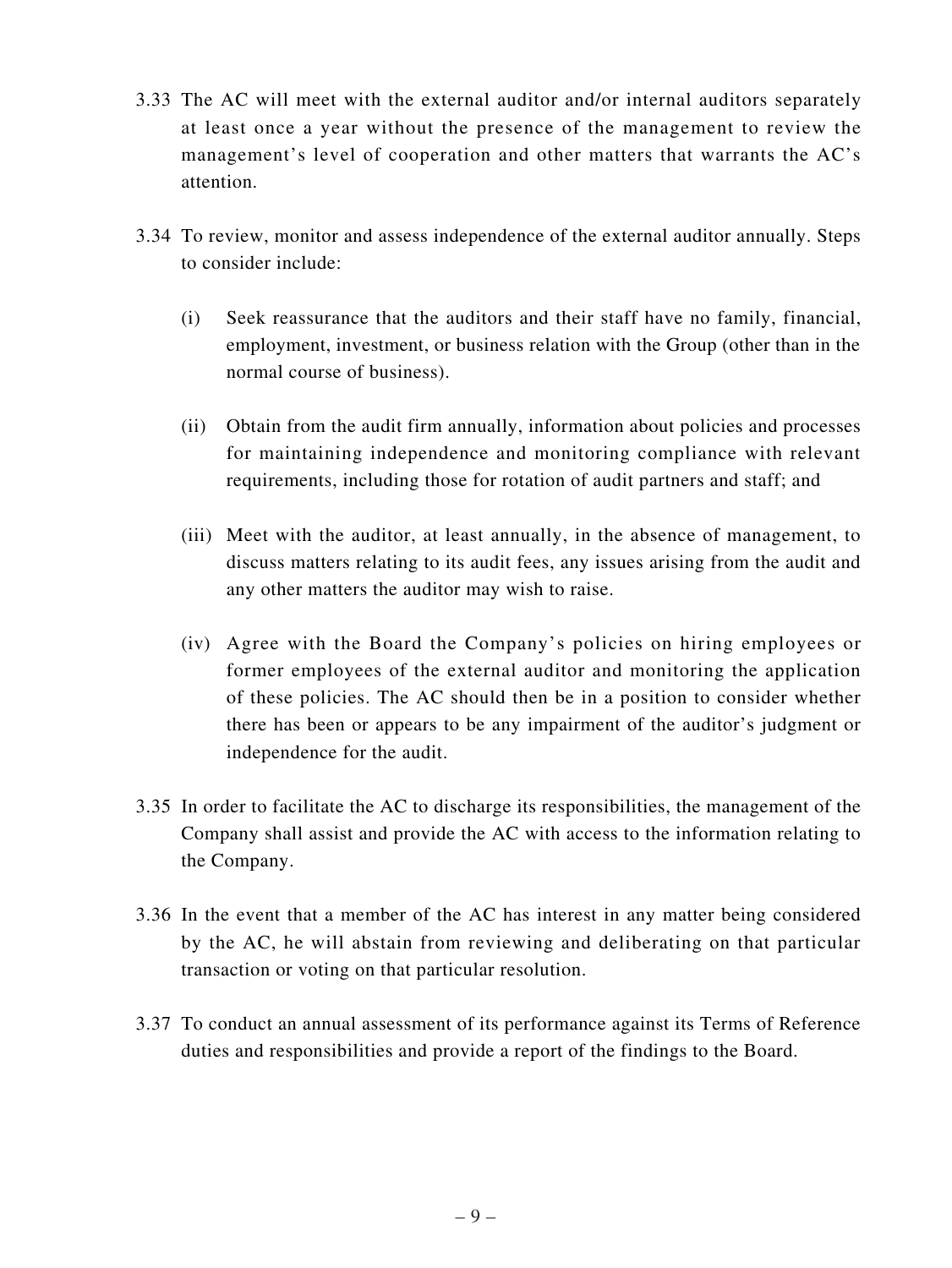3.33 The AC will meet with the external auditor and/or internal auditors separately at least once a year without the presence of the management to review the management's level of cooperation and other matters that warrants the AC's attention.

3.34 To review, monitor and assess independence of the external auditor annually. Steps to consider include:

(i) Seek reassurance that the auditors and their staff have no family, financial, employment, investment, or business relation with the Group (other than in the normal course of business).

(ii) Obtain from the audit firm annually, information about policies and processes for maintaining independence and monitoring compliance with relevant requirements, including those for rotation of audit partners and staff; and

(iii) Meet with the auditor, at least annually, in the absence of management, to discuss matters relating to its audit fees, any issues arising from the audit and any other matters the auditor may wish to raise.

(iv) Agree with the Board the Company's policies on hiring employees or former employees of the external auditor and monitoring the application of these policies. The AC should then be in a position to consider whether there has been or appears to be any impairment of the auditor's judgment or independence for the audit.

3.35 In order to facilitate the AC to discharge its responsibilities, the management of the Company shall assist and provide the AC with access to the information relating to the Company.

3.36 In the event that a member of the AC has interest in any matter being considered by the AC, he will abstain from reviewing and deliberating on that particular transaction or voting on that particular resolution.

3.37 To conduct an annual assessment of its performance against its Terms of Reference duties and responsibilities and provide a report of the findings to the Board.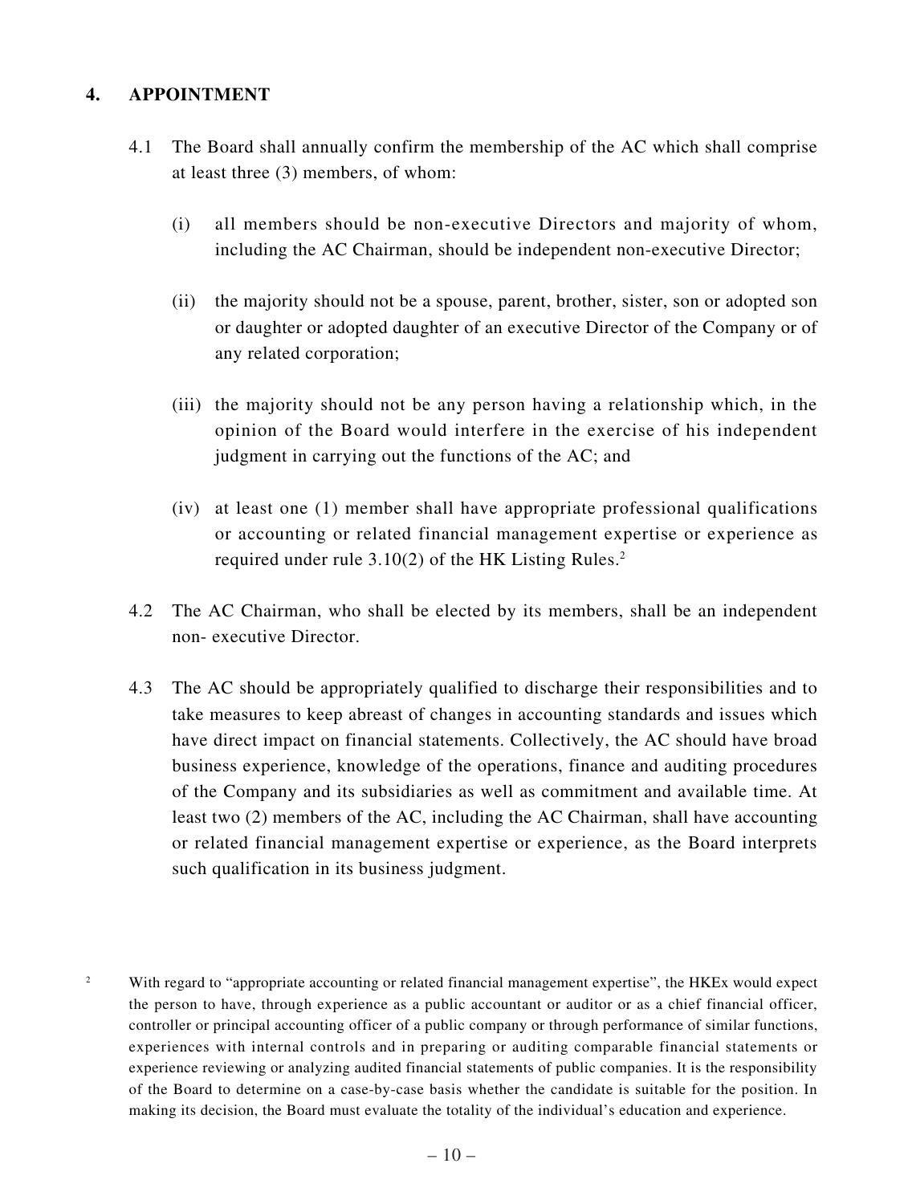## 4. APPOINTMENT

4.1 The Board shall annually confirm the membership of the AC which shall comprise at least three (3) members, of whom:

(i) all members should be non-executive Directors and majority of whom, including the AC Chairman, should be independent non-executive Director;

(ii) the majority should not be a spouse, parent, brother, sister, son or adopted son or daughter or adopted daughter of an executive Director of the Company or of any related corporation;

(iii) the majority should not be any person having a relationship which, in the opinion of the Board would interfere in the exercise of his independent judgment in carrying out the functions of the AC; and

(iv) at least one (1) member shall have appropriate professional qualifications or accounting or related financial management expertise or experience as required under rule 3.10(2) of the HK Listing Rules.[2]

4.2 The AC Chairman, who shall be elected by its members, shall be an independent non- executive Director.

4.3 The AC should be appropriately qualified to discharge their responsibilities and to take measures to keep abreast of changes in accounting standards and issues which have direct impact on financial statements. Collectively, the AC should have broad business experience, knowledge of the operations, finance and auditing procedures of the Company and its subsidiaries as well as commitment and available time. At least two (2) members of the AC, including the AC Chairman, shall have accounting or related financial management expertise or experience, as the Board interprets such qualification in its business judgment.

[2] With regard to "appropriate accounting or related financial management expertise", the HKEx would expect the person to have, through experience as a public accountant or auditor or as a chief financial officer, controller or principal accounting officer of a public company or through performance of similar functions, experiences with internal controls and in preparing or auditing comparable financial statements or experience reviewing or analyzing audited financial statements of public companies. It is the responsibility of the Board to determine on a case-by-case basis whether the candidate is suitable for the position. In making its decision, the Board must evaluate the totality of the individual's education and experience.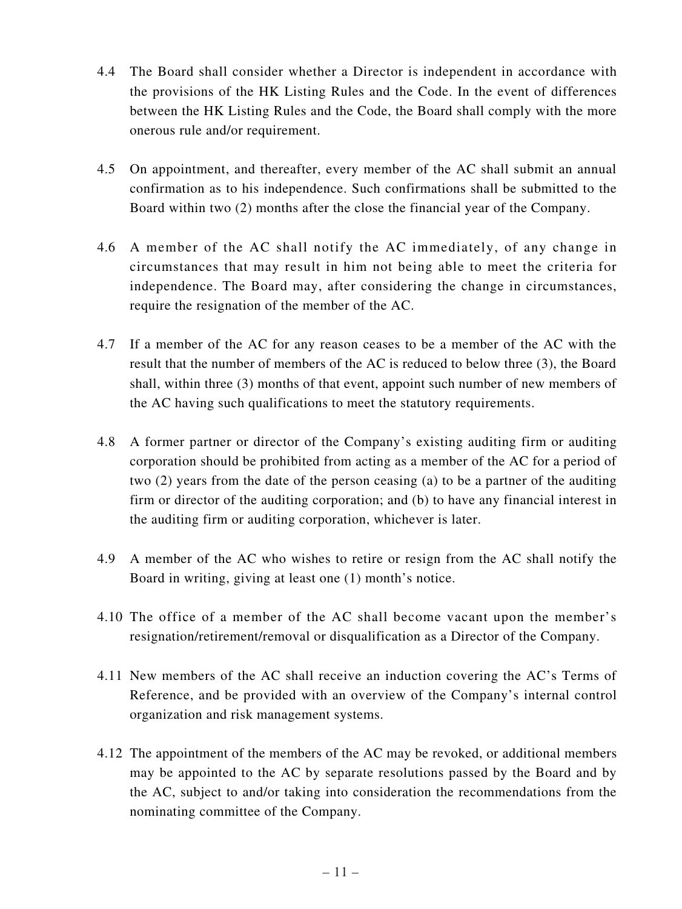4.4 The Board shall consider whether a Director is independent in accordance with the provisions of the HK Listing Rules and the Code. In the event of differences between the HK Listing Rules and the Code, the Board shall comply with the more onerous rule and/or requirement.

4.5 On appointment, and thereafter, every member of the AC shall submit an annual confirmation as to his independence. Such confirmations shall be submitted to the Board within two (2) months after the close the financial year of the Company.

4.6 A member of the AC shall notify the AC immediately, of any change in circumstances that may result in him not being able to meet the criteria for independence. The Board may, after considering the change in circumstances, require the resignation of the member of the AC.

4.7 If a member of the AC for any reason ceases to be a member of the AC with the result that the number of members of the AC is reduced to below three (3), the Board shall, within three (3) months of that event, appoint such number of new members of the AC having such qualifications to meet the statutory requirements.

4.8 A former partner or director of the Company's existing auditing firm or auditing corporation should be prohibited from acting as a member of the AC for a period of two (2) years from the date of the person ceasing (a) to be a partner of the auditing firm or director of the auditing corporation; and (b) to have any financial interest in the auditing firm or auditing corporation, whichever is later.

4.9 A member of the AC who wishes to retire or resign from the AC shall notify the Board in writing, giving at least one (1) month's notice.

4.10 The office of a member of the AC shall become vacant upon the member's resignation/retirement/removal or disqualification as a Director of the Company.

4.11 New members of the AC shall receive an induction covering the AC's Terms of Reference, and be provided with an overview of the Company's internal control organization and risk management systems.

4.12 The appointment of the members of the AC may be revoked, or additional members may be appointed to the AC by separate resolutions passed by the Board and by the AC, subject to and/or taking into consideration the recommendations from the nominating committee of the Company.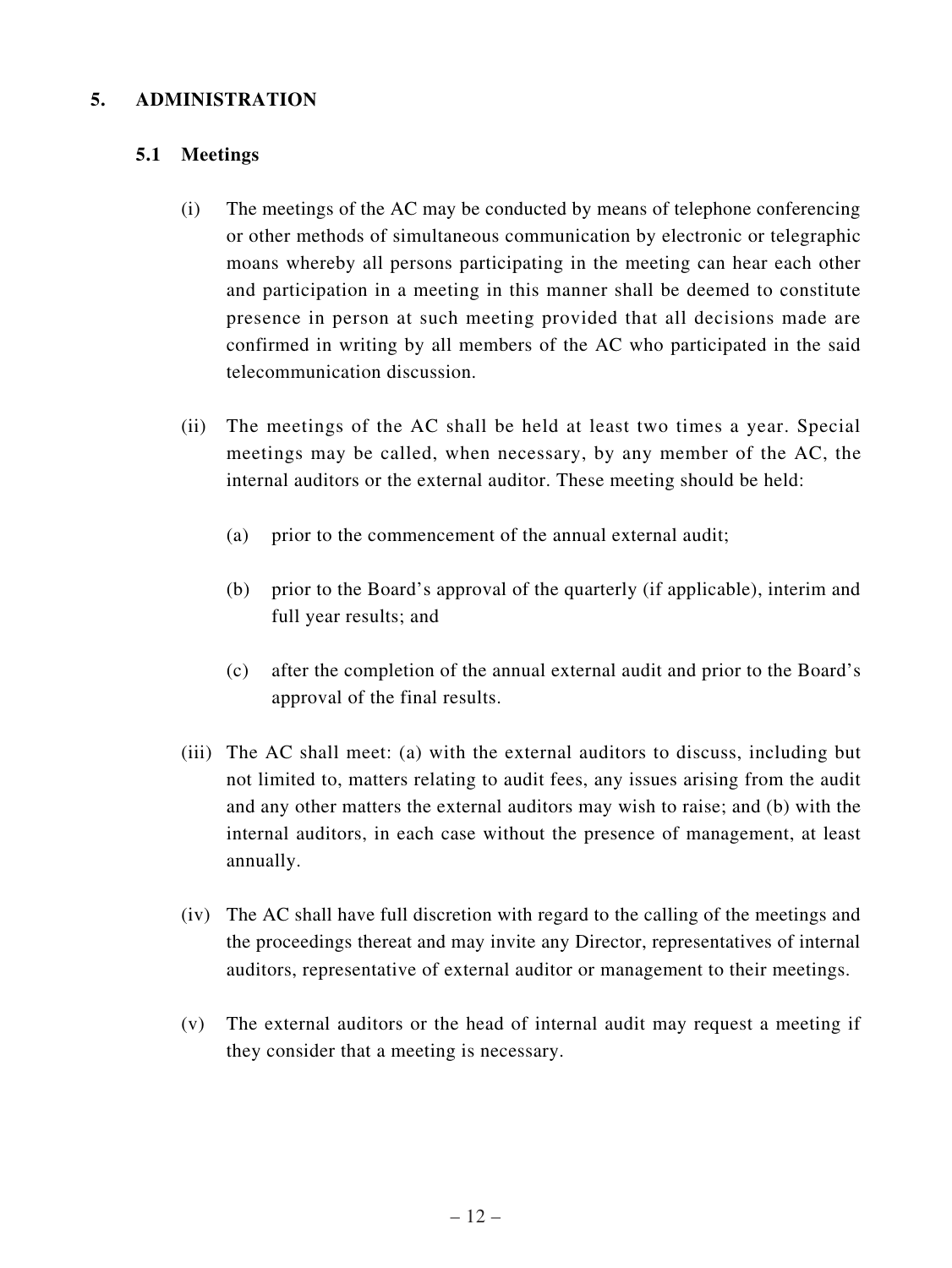## 5. ADMINISTRATION

### 5.1 Meetings

(i) The meetings of the AC may be conducted by means of telephone conferencing or other methods of simultaneous communication by electronic or telegraphic moans whereby all persons participating in the meeting can hear each other and participation in a meeting in this manner shall be deemed to constitute presence in person at such meeting provided that all decisions made are confirmed in writing by all members of the AC who participated in the said telecommunication discussion.

(ii) The meetings of the AC shall be held at least two times a year. Special meetings may be called, when necessary, by any member of the AC, the internal auditors or the external auditor. These meeting should be held:

  (a) prior to the commencement of the annual external audit;

  (b) prior to the Board's approval of the quarterly (if applicable), interim and full year results; and

  (c) after the completion of the annual external audit and prior to the Board's approval of the final results.

(iii) The AC shall meet: (a) with the external auditors to discuss, including but not limited to, matters relating to audit fees, any issues arising from the audit and any other matters the external auditors may wish to raise; and (b) with the internal auditors, in each case without the presence of management, at least annually.

(iv) The AC shall have full discretion with regard to the calling of the meetings and the proceedings thereat and may invite any Director, representatives of internal auditors, representative of external auditor or management to their meetings.

(v) The external auditors or the head of internal audit may request a meeting if they consider that a meeting is necessary.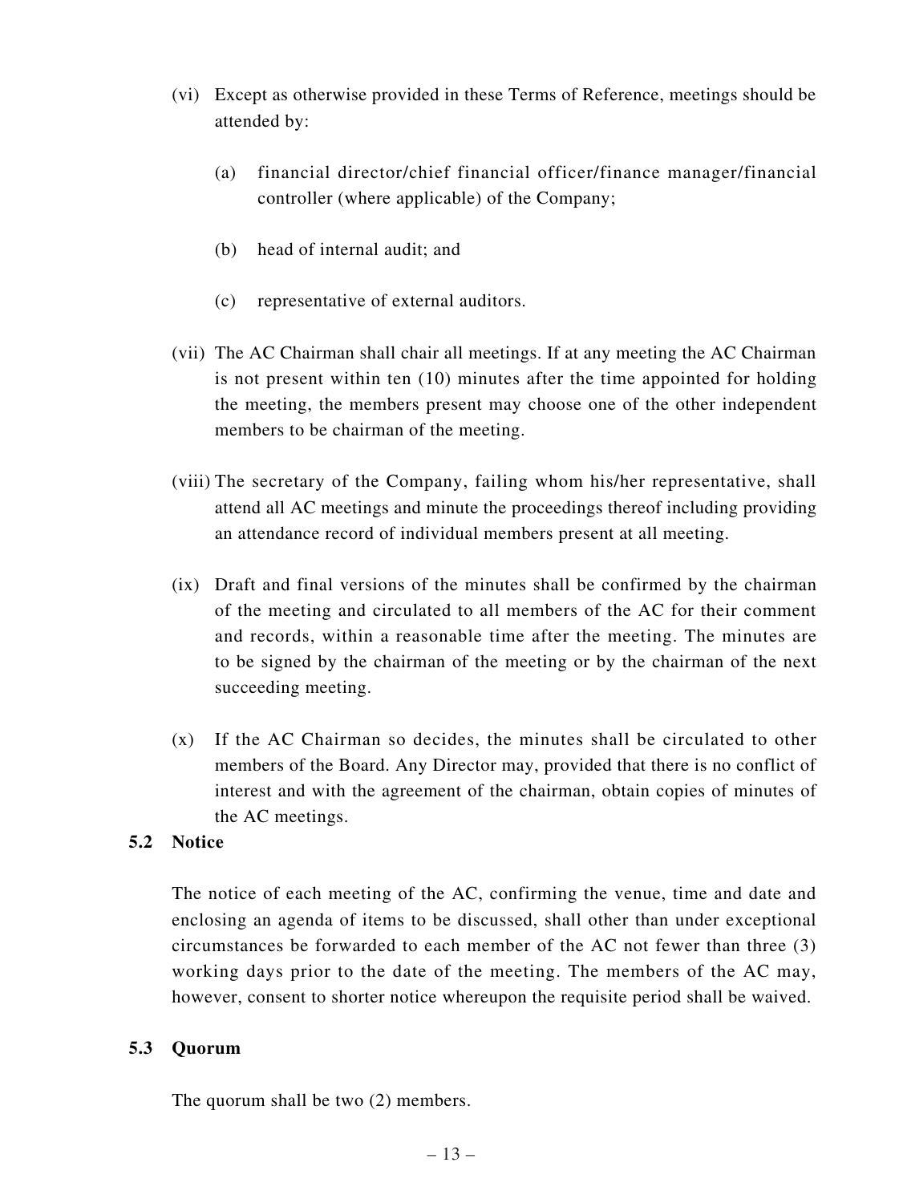(vi) Except as otherwise provided in these Terms of Reference, meetings should be attended by:

   (a) financial director/chief financial officer/finance manager/financial controller (where applicable) of the Company;

   (b) head of internal audit; and

   (c) representative of external auditors.

(vii) The AC Chairman shall chair all meetings. If at any meeting the AC Chairman is not present within ten (10) minutes after the time appointed for holding the meeting, the members present may choose one of the other independent members to be chairman of the meeting.

(viii) The secretary of the Company, failing whom his/her representative, shall attend all AC meetings and minute the proceedings thereof including providing an attendance record of individual members present at all meeting.

(ix) Draft and final versions of the minutes shall be confirmed by the chairman of the meeting and circulated to all members of the AC for their comment and records, within a reasonable time after the meeting. The minutes are to be signed by the chairman of the meeting or by the chairman of the next succeeding meeting.

(x) If the AC Chairman so decides, the minutes shall be circulated to other members of the Board. Any Director may, provided that there is no conflict of interest and with the agreement of the chairman, obtain copies of minutes of the AC meetings.

### 5.2 Notice

The notice of each meeting of the AC, confirming the venue, time and date and enclosing an agenda of items to be discussed, shall other than under exceptional circumstances be forwarded to each member of the AC not fewer than three (3) working days prior to the date of the meeting. The members of the AC may, however, consent to shorter notice whereupon the requisite period shall be waived.

### 5.3 Quorum

The quorum shall be two (2) members.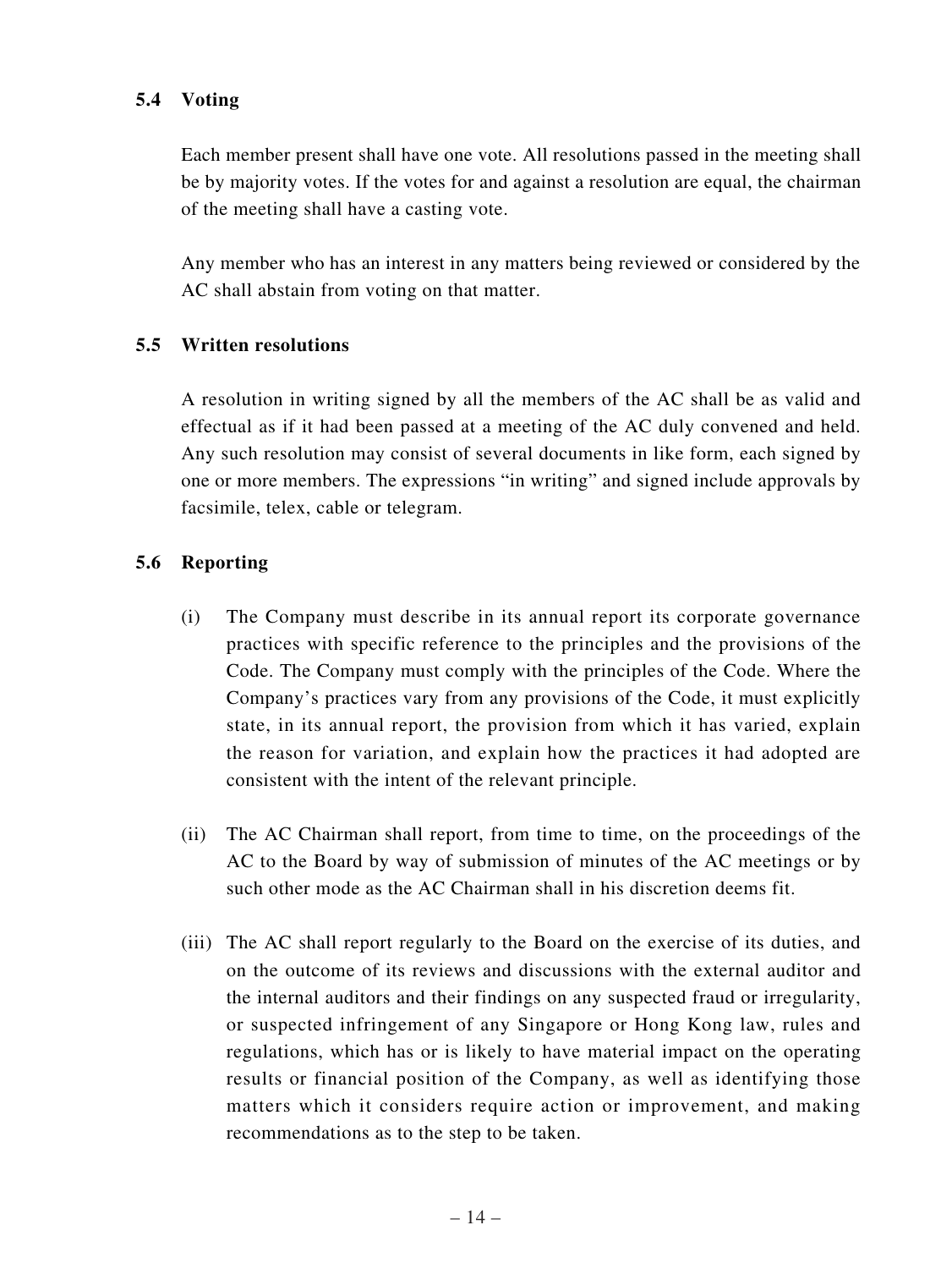### 5.4 Voting

Each member present shall have one vote. All resolutions passed in the meeting shall be by majority votes. If the votes for and against a resolution are equal, the chairman of the meeting shall have a casting vote.

Any member who has an interest in any matters being reviewed or considered by the AC shall abstain from voting on that matter.

### 5.5 Written resolutions

A resolution in writing signed by all the members of the AC shall be as valid and effectual as if it had been passed at a meeting of the AC duly convened and held. Any such resolution may consist of several documents in like form, each signed by one or more members. The expressions "in writing" and signed include approvals by facsimile, telex, cable or telegram.

### 5.6 Reporting

(i) The Company must describe in its annual report its corporate governance practices with specific reference to the principles and the provisions of the Code. The Company must comply with the principles of the Code. Where the Company's practices vary from any provisions of the Code, it must explicitly state, in its annual report, the provision from which it has varied, explain the reason for variation, and explain how the practices it had adopted are consistent with the intent of the relevant principle.

(ii) The AC Chairman shall report, from time to time, on the proceedings of the AC to the Board by way of submission of minutes of the AC meetings or by such other mode as the AC Chairman shall in his discretion deems fit.

(iii) The AC shall report regularly to the Board on the exercise of its duties, and on the outcome of its reviews and discussions with the external auditor and the internal auditors and their findings on any suspected fraud or irregularity, or suspected infringement of any Singapore or Hong Kong law, rules and regulations, which has or is likely to have material impact on the operating results or financial position of the Company, as well as identifying those matters which it considers require action or improvement, and making recommendations as to the step to be taken.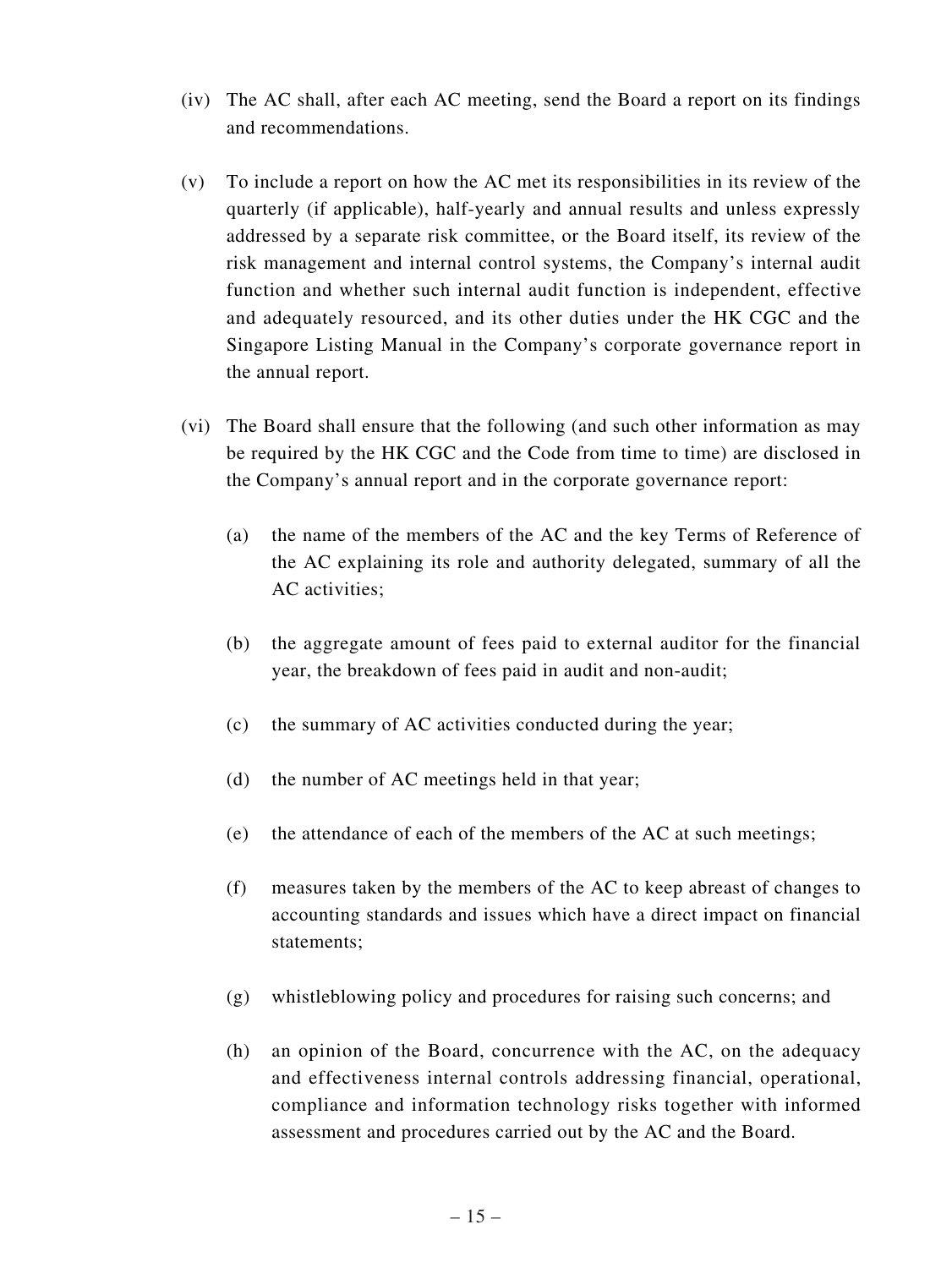(iv) The AC shall, after each AC meeting, send the Board a report on its findings and recommendations.

(v) To include a report on how the AC met its responsibilities in its review of the quarterly (if applicable), half-yearly and annual results and unless expressly addressed by a separate risk committee, or the Board itself, its review of the risk management and internal control systems, the Company's internal audit function and whether such internal audit function is independent, effective and adequately resourced, and its other duties under the HK CGC and the Singapore Listing Manual in the Company's corporate governance report in the annual report.

(vi) The Board shall ensure that the following (and such other information as may be required by the HK CGC and the Code from time to time) are disclosed in the Company's annual report and in the corporate governance report:

   (a) the name of the members of the AC and the key Terms of Reference of the AC explaining its role and authority delegated, summary of all the AC activities;

   (b) the aggregate amount of fees paid to external auditor for the financial year, the breakdown of fees paid in audit and non-audit;

   (c) the summary of AC activities conducted during the year;

   (d) the number of AC meetings held in that year;

   (e) the attendance of each of the members of the AC at such meetings;

   (f) measures taken by the members of the AC to keep abreast of changes to accounting standards and issues which have a direct impact on financial statements;

   (g) whistleblowing policy and procedures for raising such concerns; and

   (h) an opinion of the Board, concurrence with the AC, on the adequacy and effectiveness internal controls addressing financial, operational, compliance and information technology risks together with informed assessment and procedures carried out by the AC and the Board.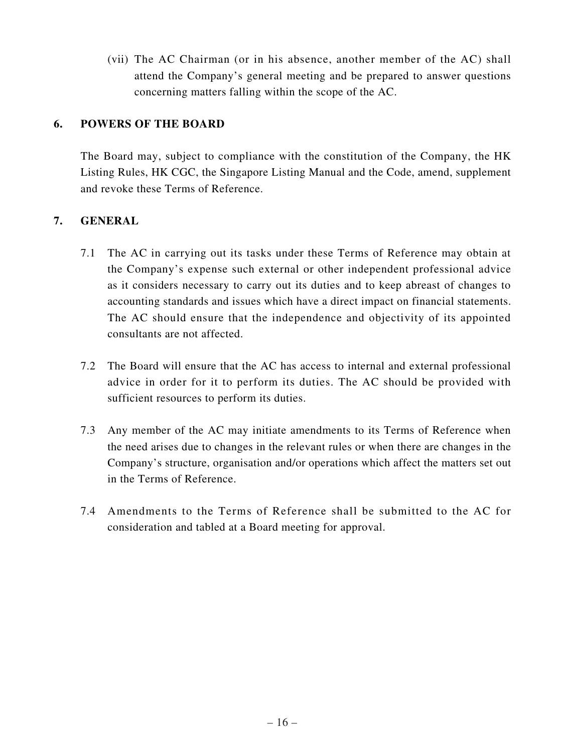(vii) The AC Chairman (or in his absence, another member of the AC) shall attend the Company's general meeting and be prepared to answer questions concerning matters falling within the scope of the AC.

## 6. POWERS OF THE BOARD

The Board may, subject to compliance with the constitution of the Company, the HK Listing Rules, HK CGC, the Singapore Listing Manual and the Code, amend, supplement and revoke these Terms of Reference.

## 7. GENERAL

7.1 The AC in carrying out its tasks under these Terms of Reference may obtain at the Company's expense such external or other independent professional advice as it considers necessary to carry out its duties and to keep abreast of changes to accounting standards and issues which have a direct impact on financial statements. The AC should ensure that the independence and objectivity of its appointed consultants are not affected.

7.2 The Board will ensure that the AC has access to internal and external professional advice in order for it to perform its duties. The AC should be provided with sufficient resources to perform its duties.

7.3 Any member of the AC may initiate amendments to its Terms of Reference when the need arises due to changes in the relevant rules or when there are changes in the Company's structure, organisation and/or operations which affect the matters set out in the Terms of Reference.

7.4 Amendments to the Terms of Reference shall be submitted to the AC for consideration and tabled at a Board meeting for approval.